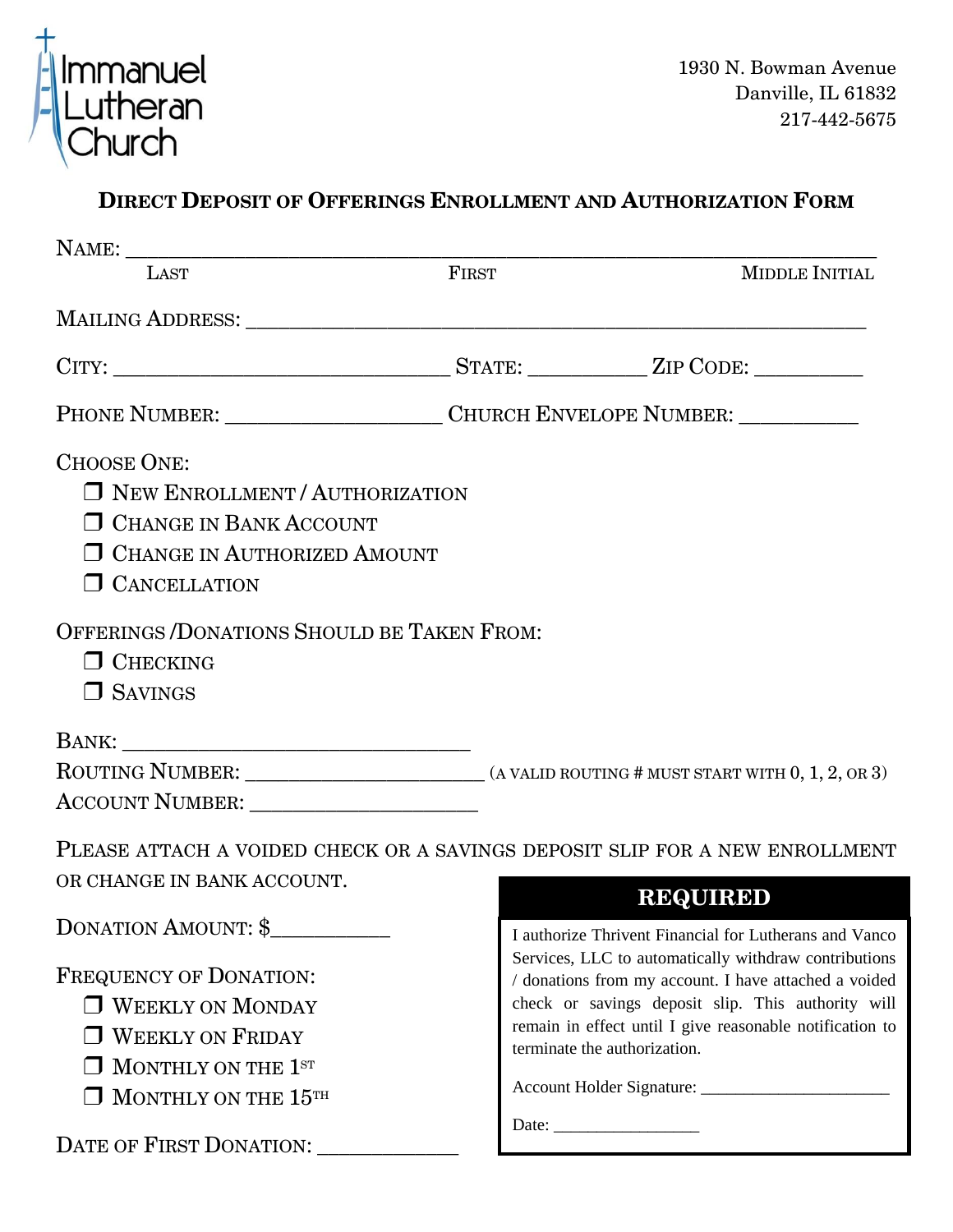Immanuel Lutheran Church

1930 N. Bowman Avenue
Danville, IL 61832
217-442-5675

## Direct Deposit of Offerings Enrollment and Authorization Form

Name: ______________________________________________________________
Last First Middle Initial

Mailing Address: ____________________________________________________

City: ______________________ State: __________ Zip Code: _________

Phone Number: __________________ Church Envelope Number: __________

Choose One:

- ❒ New Enrollment / Authorization
- ❒ Change in Bank Account
- ❒ Change in Authorized Amount
- ❒ Cancellation

Offerings /Donations Should be Taken From:

- ❒ Checking
- ❒ Savings

Bank: ______________________________

Routing Number: ____________________ (a valid routing # must start with 0, 1, 2, or 3)

Account Number: ____________________

Please attach a voided check or a savings deposit slip for a new enrollment or change in bank account.

Donation Amount: $__________

Frequency of Donation:

- ❒ Weekly on Monday
- ❒ Weekly on Friday
- ❒ Monthly on the 1st
- ❒ Monthly on the 15th

Date of First Donation: ____________

**REQUIRED**

I authorize Thrivent Financial for Lutherans and Vanco Services, LLC to automatically withdraw contributions / donations from my account. I have attached a voided check or savings deposit slip. This authority will remain in effect until I give reasonable notification to terminate the authorization.

Account Holder Signature: ____________________

Date: _______________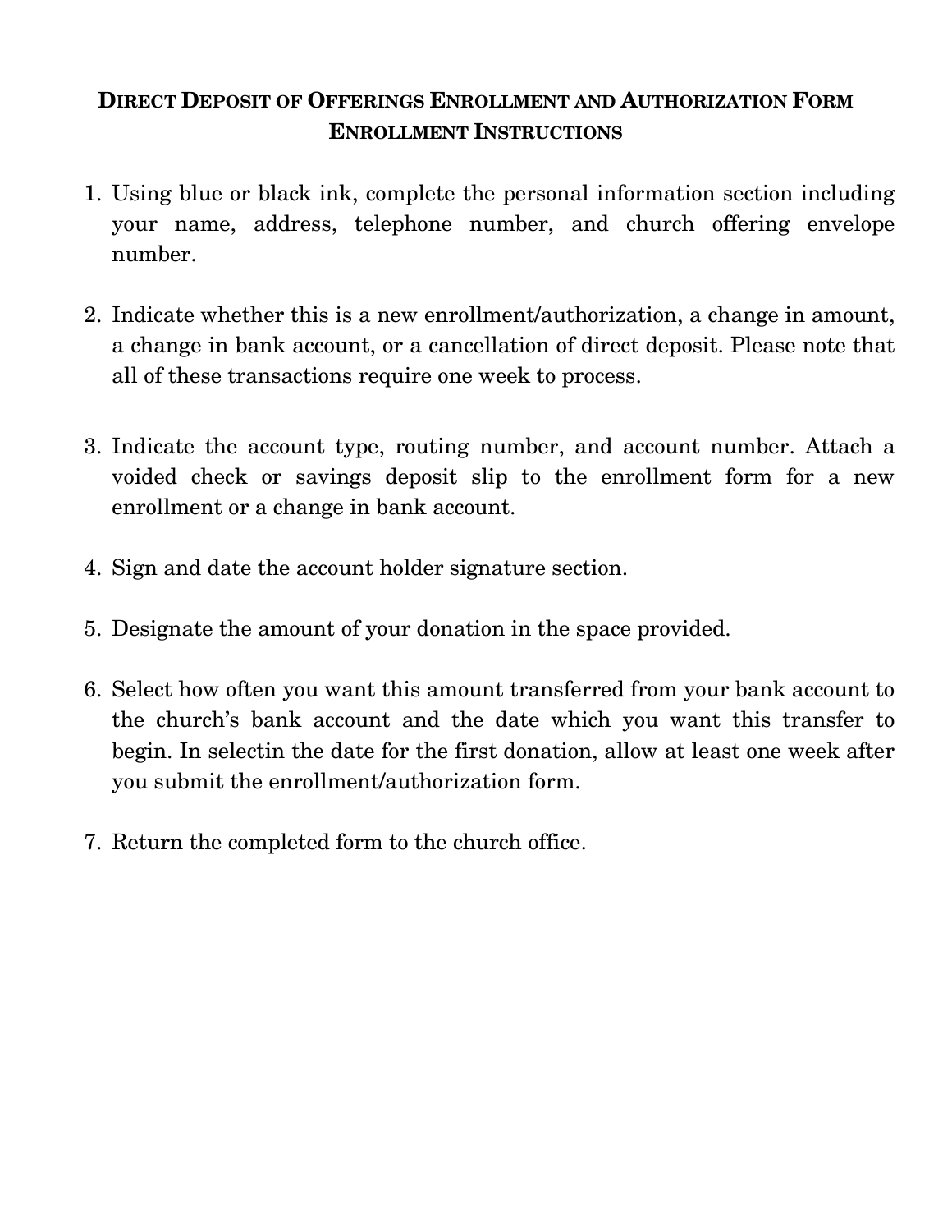## Direct Deposit of Offerings Enrollment and Authorization Form
## Enrollment Instructions

1. Using blue or black ink, complete the personal information section including your name, address, telephone number, and church offering envelope number.

2. Indicate whether this is a new enrollment/authorization, a change in amount, a change in bank account, or a cancellation of direct deposit. Please note that all of these transactions require one week to process.

3. Indicate the account type, routing number, and account number. Attach a voided check or savings deposit slip to the enrollment form for a new enrollment or a change in bank account.

4. Sign and date the account holder signature section.

5. Designate the amount of your donation in the space provided.

6. Select how often you want this amount transferred from your bank account to the church's bank account and the date which you want this transfer to begin. In selectin the date for the first donation, allow at least one week after you submit the enrollment/authorization form.

7. Return the completed form to the church office.